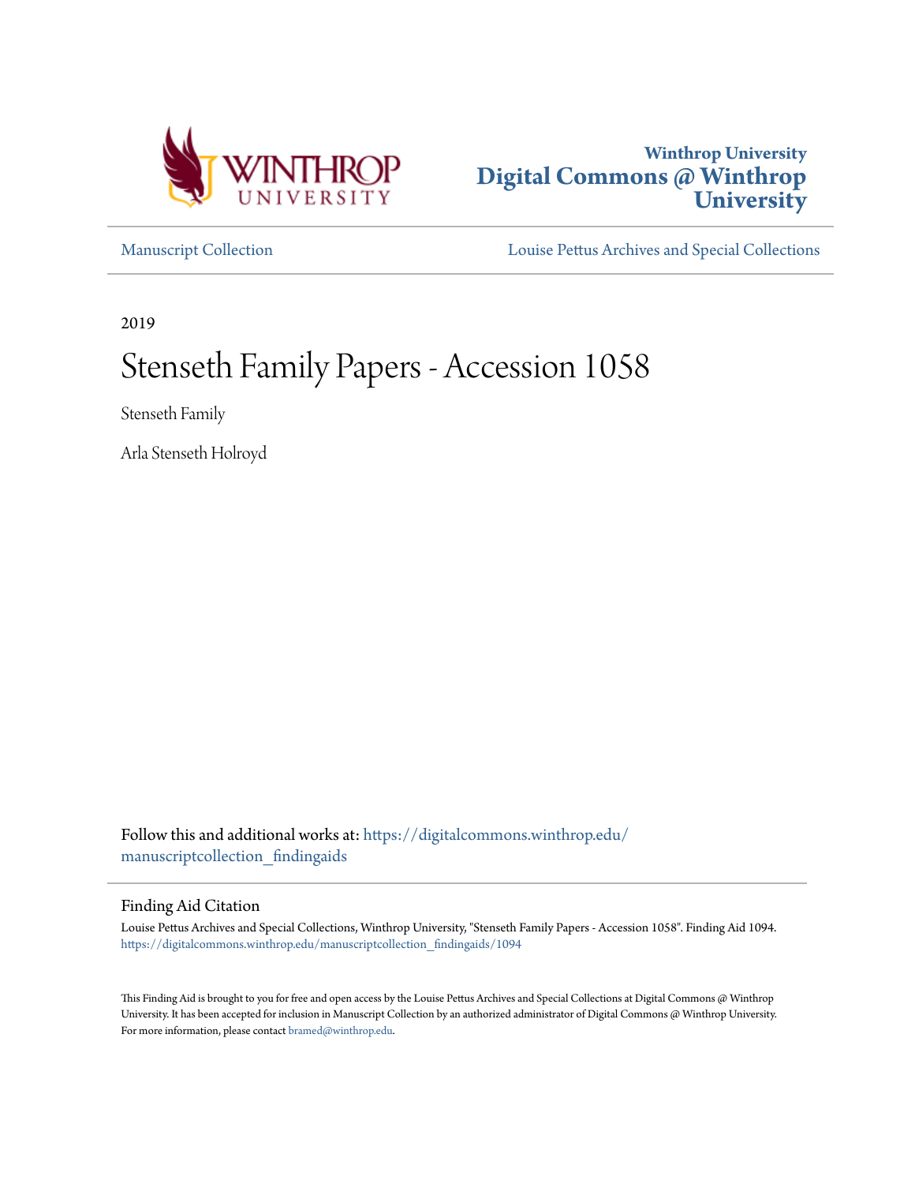Winthrop University

Digital Commons @ Winthrop University

Manuscript Collection

Louise Pettus Archives and Special Collections

2019

# Stenseth Family Papers - Accession 1058

Stenseth Family

Arla Stenseth Holroyd

Follow this and additional works at: https://digitalcommons.winthrop.edu/manuscriptcollection_findingaids

## Finding Aid Citation

Louise Pettus Archives and Special Collections, Winthrop University, "Stenseth Family Papers - Accession 1058". Finding Aid 1094.
https://digitalcommons.winthrop.edu/manuscriptcollection_findingaids/1094

This Finding Aid is brought to you for free and open access by the Louise Pettus Archives and Special Collections at Digital Commons @ Winthrop University. It has been accepted for inclusion in Manuscript Collection by an authorized administrator of Digital Commons @ Winthrop University. For more information, please contact bramed@winthrop.edu.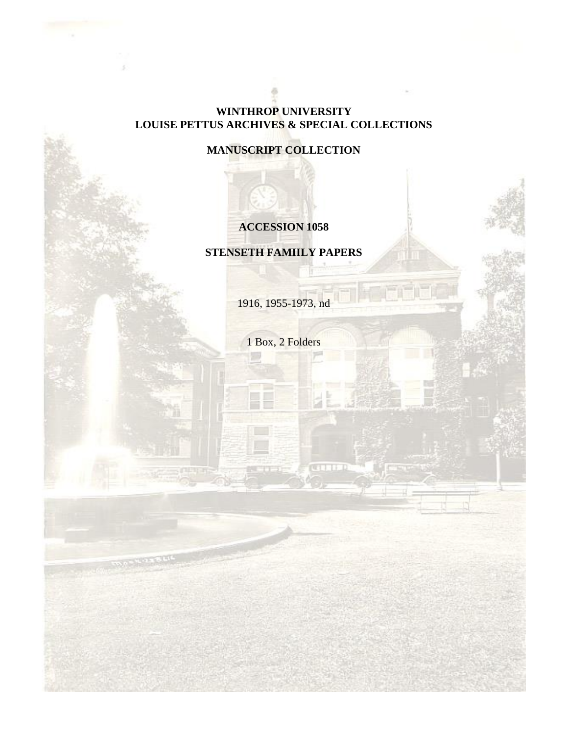**WINTHROP UNIVERSITY**
**LOUISE PETTUS ARCHIVES & SPECIAL COLLECTIONS**

**MANUSCRIPT COLLECTION**

# ACCESSION 1058

# STENSETH FAMIILY PAPERS

1916, 1955-1973, nd

1 Box, 2 Folders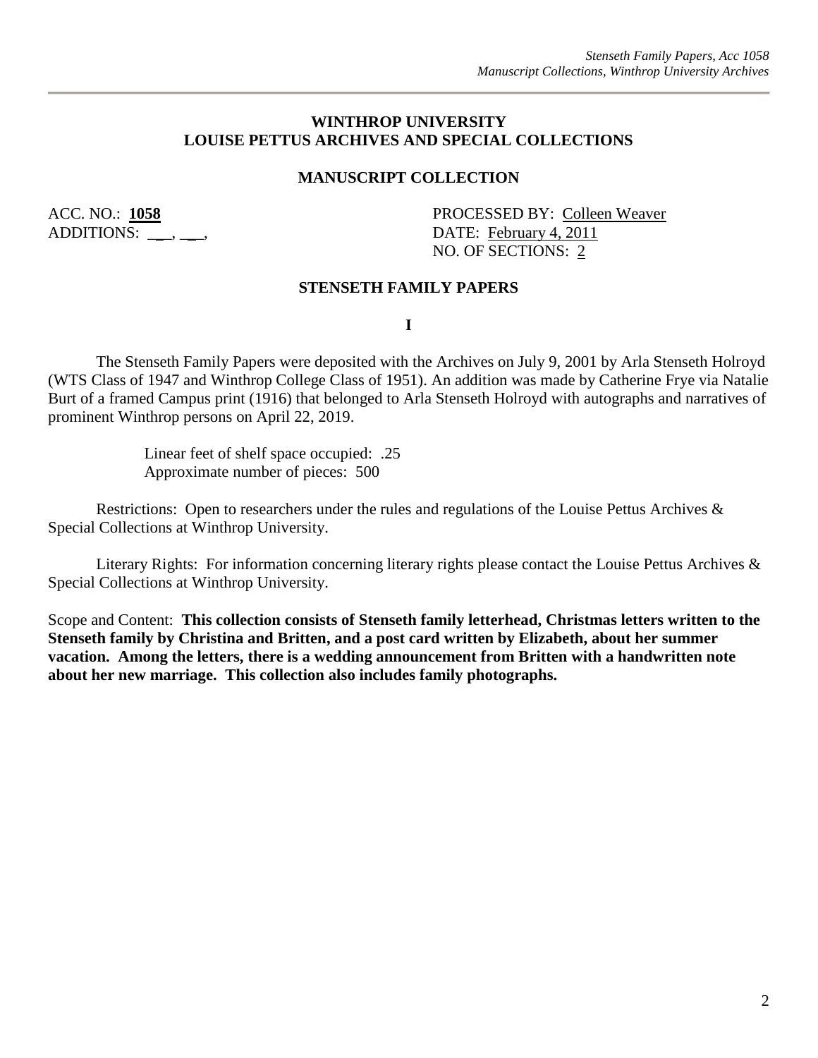## WINTHROP UNIVERSITY
## LOUISE PETTUS ARCHIVES AND SPECIAL COLLECTIONS

### MANUSCRIPT COLLECTION

ACC. NO.: **1058**  
ADDITIONS: __, __,

PROCESSED BY: Colleen Weaver  
DATE: February 4, 2011  
NO. OF SECTIONS: 2

### STENSETH FAMILY PAPERS

**I**

The Stenseth Family Papers were deposited with the Archives on July 9, 2001 by Arla Stenseth Holroyd (WTS Class of 1947 and Winthrop College Class of 1951). An addition was made by Catherine Frye via Natalie Burt of a framed Campus print (1916) that belonged to Arla Stenseth Holroyd with autographs and narratives of prominent Winthrop persons on April 22, 2019.

Linear feet of shelf space occupied: .25  
Approximate number of pieces: 500

Restrictions: Open to researchers under the rules and regulations of the Louise Pettus Archives & Special Collections at Winthrop University.

Literary Rights: For information concerning literary rights please contact the Louise Pettus Archives & Special Collections at Winthrop University.

Scope and Content: **This collection consists of Stenseth family letterhead, Christmas letters written to the Stenseth family by Christina and Britten, and a post card written by Elizabeth, about her summer vacation. Among the letters, there is a wedding announcement from Britten with a handwritten note about her new marriage. This collection also includes family photographs.**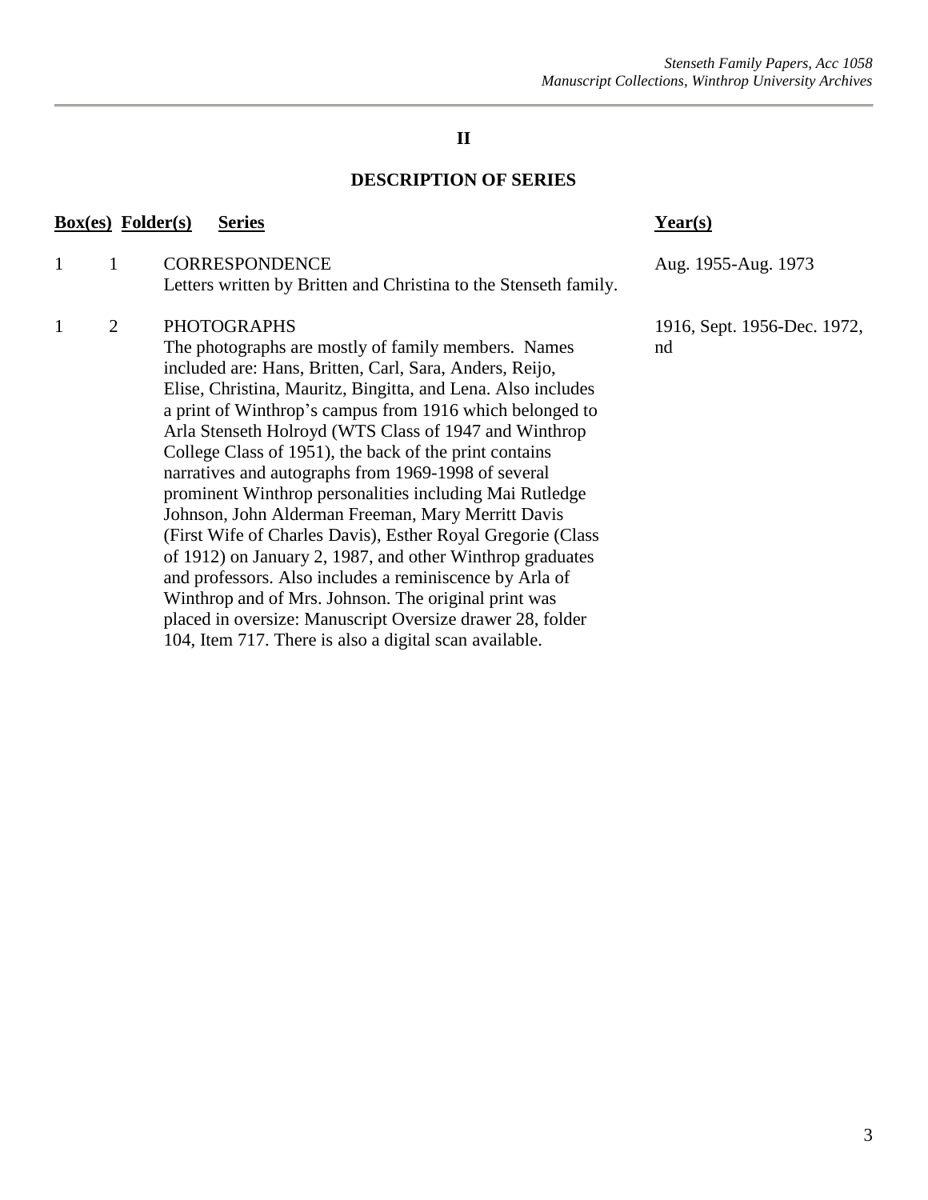## II

## DESCRIPTION OF SERIES

| Box(es) | Folder(s) | Series | Year(s) |
|---|---|---|---|
| 1 | 1 | CORRESPONDENCE<br>Letters written by Britten and Christina to the Stenseth family. | Aug. 1955-Aug. 1973 |
| 1 | 2 | PHOTOGRAPHS<br>The photographs are mostly of family members. Names included are: Hans, Britten, Carl, Sara, Anders, Reijo, Elise, Christina, Mauritz, Bingitta, and Lena. Also includes a print of Winthrop's campus from 1916 which belonged to Arla Stenseth Holroyd (WTS Class of 1947 and Winthrop College Class of 1951), the back of the print contains narratives and autographs from 1969-1998 of several prominent Winthrop personalities including Mai Rutledge Johnson, John Alderman Freeman, Mary Merritt Davis (First Wife of Charles Davis), Esther Royal Gregorie (Class of 1912) on January 2, 1987, and other Winthrop graduates and professors. Also includes a reminiscence by Arla of Winthrop and of Mrs. Johnson. The original print was placed in oversize: Manuscript Oversize drawer 28, folder 104, Item 717. There is also a digital scan available. | 1916, Sept. 1956-Dec. 1972, nd |